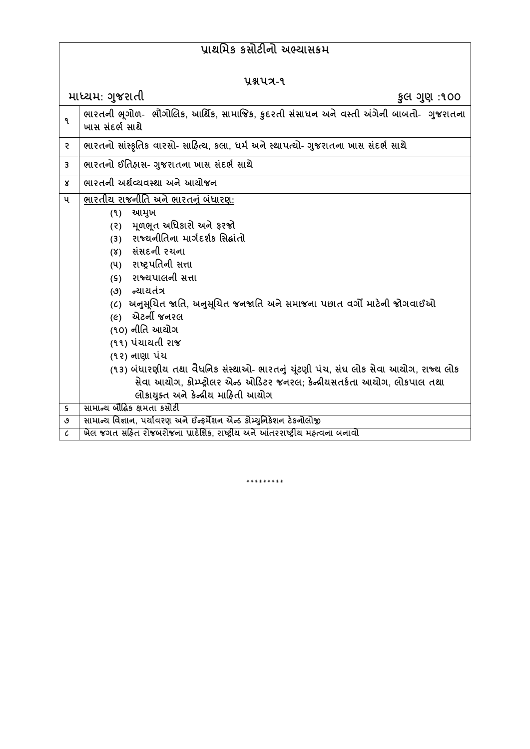# પ્રાથમિક કસોટીનો અભ્યાસક્રમ

## પ્રશ્નપત્ર-૧

**માધ્યમ: ગુજરાતી** **કુલ ગુણ :૧૦૦**

| | |
|---|---|
| ૧ | ભારતની ભૂગોળ- ભૌગોલિક, આર્થિક, સામાજિક, કુદરતી સંસાધન અને વસ્તી અંગેની બાબતો- ગુજરાતના ખાસ સંદર્ભ સાથે |
| ૨ | ભારતનો સાંસ્કૃતિક વારસો- સાહિત્ય, કલા, ધર્મ અને સ્થાપત્યો- ગુજરાતના ખાસ સંદર્ભ સાથે |
| ૩ | ભારતનો ઈતિહાસ- ગુજરાતના ખાસ સંદર્ભ સાથે |
| ૪ | ભારતની અર્થવ્યવસ્થા અને આયોજન |
| ૫ | ભારતીય રાજનીતિ અને ભારતનું બંધારણ:<br>(૧) આમુખ<br>(૨) મૂળભૂત અધિકારો અને ફરજો<br>(૩) રાજ્યનીતિના માર્ગદર્શક સિદ્ધાંતો<br>(૪) સંસદની રચના<br>(૫) રાષ્ટ્રપતિની સત્તા<br>(૬) રાજ્યપાલની સત્તા<br>(૭) ન્યાયતંત્ર<br>(૮) અનુસૂચિત જાતિ, અનુસૂચિત જનજાતિ અને સમાજના પછાત વર્ગો માટેની જોગવાઈઓ<br>(૯) એટર્ની જનરલ<br>(૧૦) નીતિ આયોગ<br>(૧૧) પંચાયતી રાજ<br>(૧૨) નાણા પંચ<br>(૧૩) બંધારણીય તથા વૈધનિક સંસ્થાઓ- ભારતનું ચૂંટણી પંચ, સંઘ લોક સેવા આયોગ, રાજ્ય લોક સેવા આયોગ, કોમ્પ્ટ્રોલર એન્ડ ઓડિટર જનરલ; કેન્દ્રીયસતર્કતા આયોગ, લોકપાલ તથા લોકાયુક્ત અને કેન્દ્રીય માહિતી આયોગ |
| ૬ | સામાન્ય બૌદ્ધિક ક્ષમતા કસોટી |
| ૭ | સામાન્ય વિજ્ઞાન, પર્યાવરણ અને ઈન્ફર્મેશન એન્ડ કોમ્યુનિકેશન ટેકનોલોજી |
| ૮ | ખેલ જગત સહિત રોજબરોજના પ્રાદેશિક, રાષ્ટ્રીય અને આંતરરાષ્ટ્રીય મહત્વના બનાવો |

*********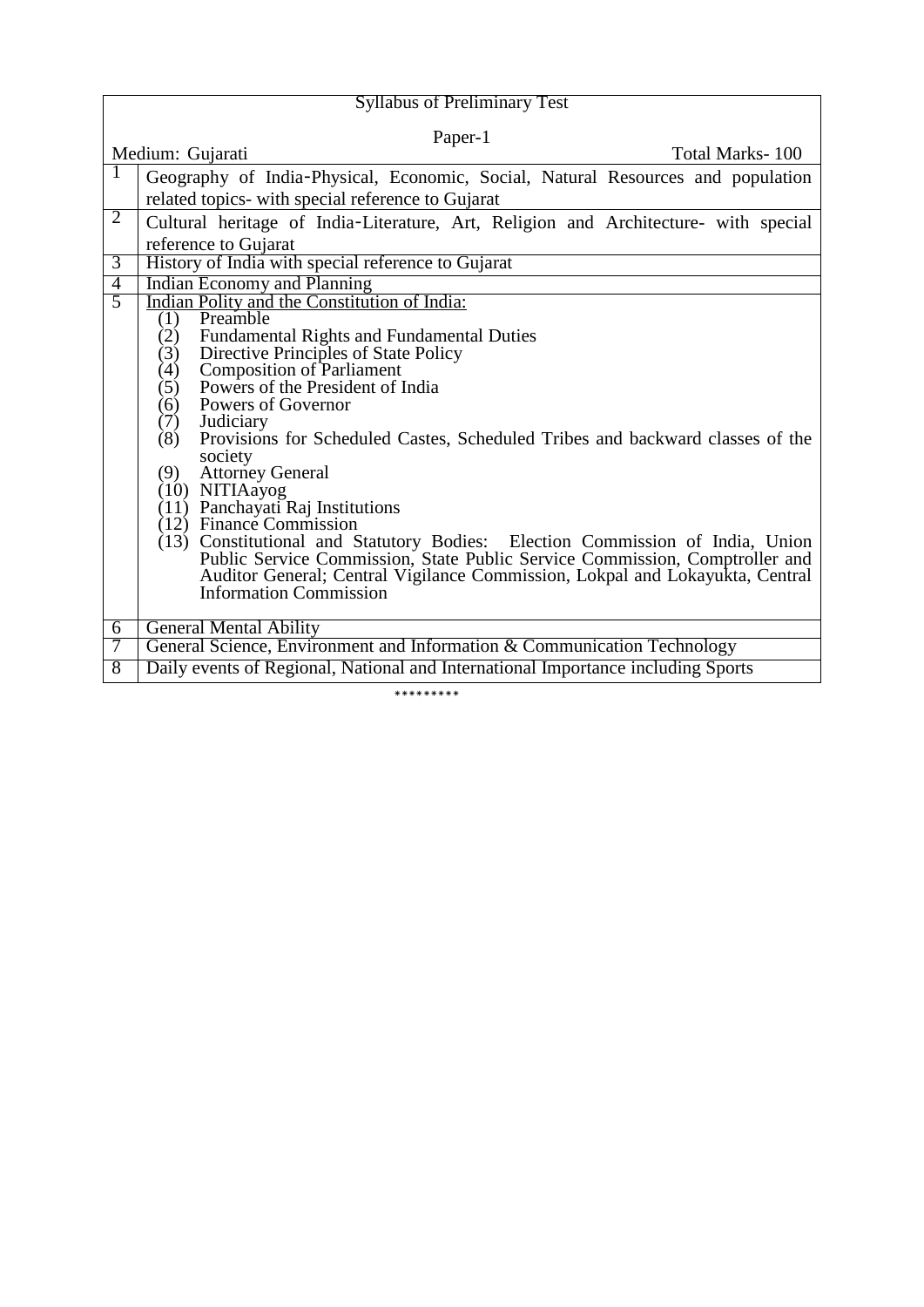Syllabus of Preliminary Test

Paper-1

Medium: Gujarati — Total Marks- 100

| | |
|---|---|
| 1 | Geography of India-Physical, Economic, Social, Natural Resources and population related topics- with special reference to Gujarat |
| 2 | Cultural heritage of India-Literature, Art, Religion and Architecture- with special reference to Gujarat |
| 3 | History of India with special reference to Gujarat |
| 4 | Indian Economy and Planning |
| 5 | Indian Polity and the Constitution of India:<br>(1) Preamble<br>(2) Fundamental Rights and Fundamental Duties<br>(3) Directive Principles of State Policy<br>(4) Composition of Parliament<br>(5) Powers of the President of India<br>(6) Powers of Governor<br>(7) Judiciary<br>(8) Provisions for Scheduled Castes, Scheduled Tribes and backward classes of the society<br>(9) Attorney General<br>(10) NITIAayog<br>(11) Panchayati Raj Institutions<br>(12) Finance Commission<br>(13) Constitutional and Statutory Bodies: Election Commission of India, Union Public Service Commission, State Public Service Commission, Comptroller and Auditor General; Central Vigilance Commission, Lokpal and Lokayukta, Central Information Commission |
| 6 | General Mental Ability |
| 7 | General Science, Environment and Information & Communication Technology |
| 8 | Daily events of Regional, National and International Importance including Sports |

*********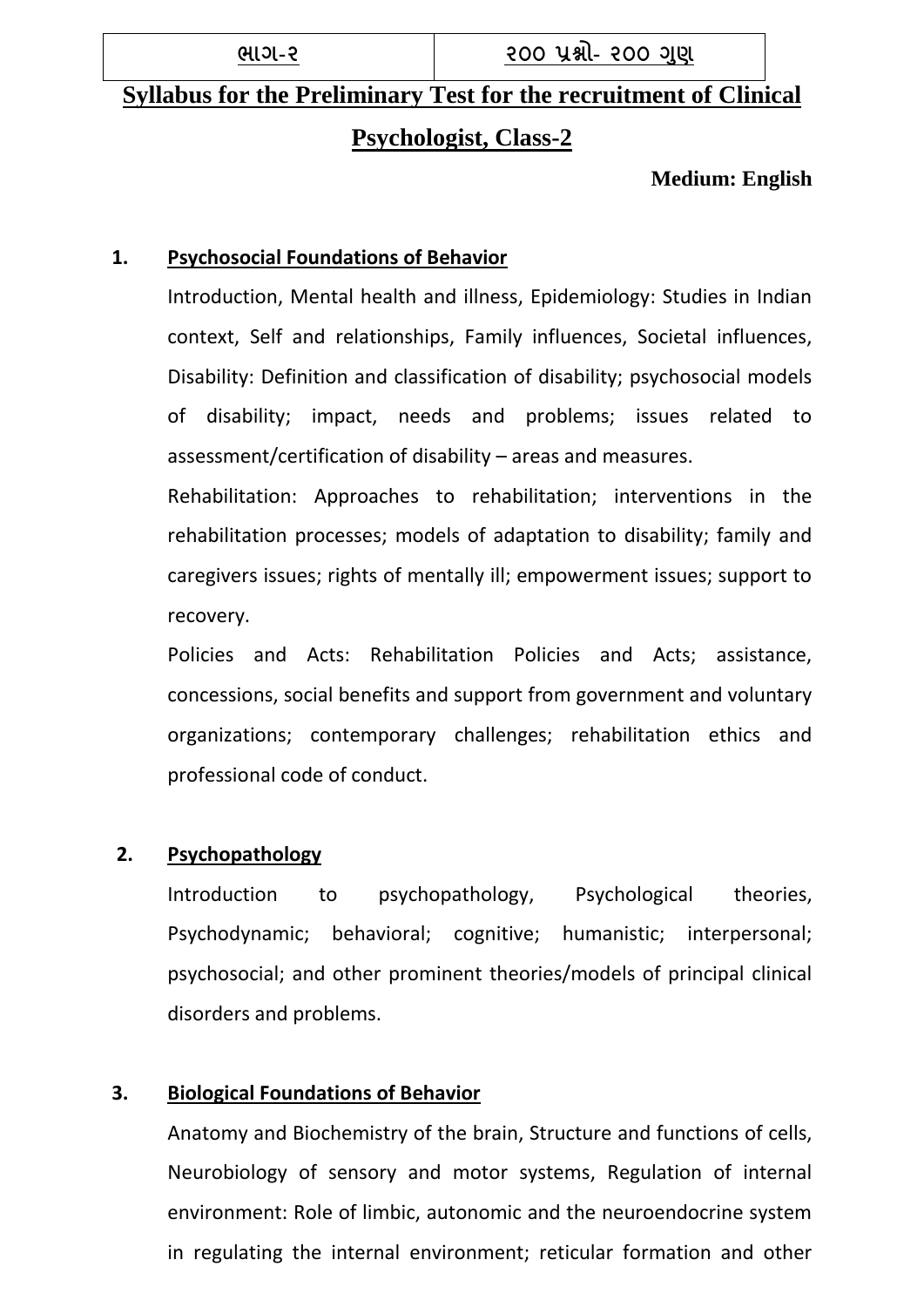| ભાગ-૨ | ૨૦૦ પ્રશ્નો- ૨૦૦ ગુણ |
|---|---|

# Syllabus for the Preliminary Test for the recruitment of Clinical Psychologist, Class-2

**Medium: English**

**1. Psychosocial Foundations of Behavior**

Introduction, Mental health and illness, Epidemiology: Studies in Indian context, Self and relationships, Family influences, Societal influences, Disability: Definition and classification of disability; psychosocial models of disability; impact, needs and problems; issues related to assessment/certification of disability – areas and measures.

Rehabilitation: Approaches to rehabilitation; interventions in the rehabilitation processes; models of adaptation to disability; family and caregivers issues; rights of mentally ill; empowerment issues; support to recovery.

Policies and Acts: Rehabilitation Policies and Acts; assistance, concessions, social benefits and support from government and voluntary organizations; contemporary challenges; rehabilitation ethics and professional code of conduct.

**2. Psychopathology**

Introduction to psychopathology, Psychological theories, Psychodynamic; behavioral; cognitive; humanistic; interpersonal; psychosocial; and other prominent theories/models of principal clinical disorders and problems.

**3. Biological Foundations of Behavior**

Anatomy and Biochemistry of the brain, Structure and functions of cells, Neurobiology of sensory and motor systems, Regulation of internal environment: Role of limbic, autonomic and the neuroendocrine system in regulating the internal environment; reticular formation and other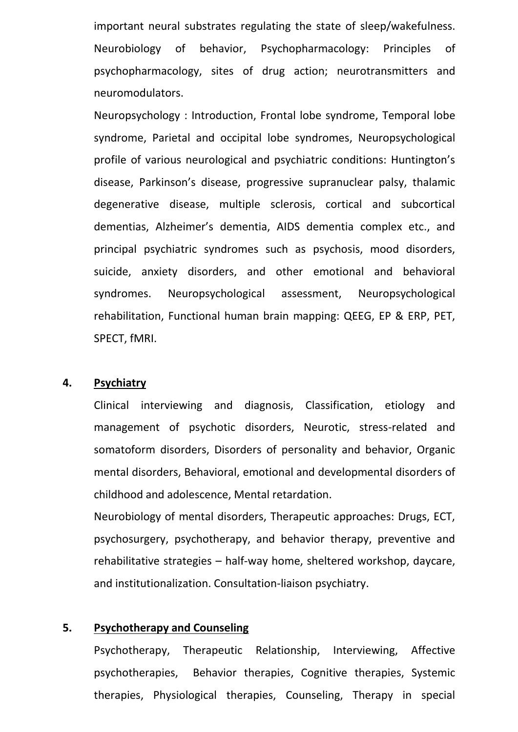important neural substrates regulating the state of sleep/wakefulness. Neurobiology of behavior, Psychopharmacology: Principles of psychopharmacology, sites of drug action; neurotransmitters and neuromodulators.

Neuropsychology : Introduction, Frontal lobe syndrome, Temporal lobe syndrome, Parietal and occipital lobe syndromes, Neuropsychological profile of various neurological and psychiatric conditions: Huntington's disease, Parkinson's disease, progressive supranuclear palsy, thalamic degenerative disease, multiple sclerosis, cortical and subcortical dementias, Alzheimer's dementia, AIDS dementia complex etc., and principal psychiatric syndromes such as psychosis, mood disorders, suicide, anxiety disorders, and other emotional and behavioral syndromes. Neuropsychological assessment, Neuropsychological rehabilitation, Functional human brain mapping: QEEG, EP & ERP, PET, SPECT, fMRI.

## 4. Psychiatry

Clinical interviewing and diagnosis, Classification, etiology and management of psychotic disorders, Neurotic, stress-related and somatoform disorders, Disorders of personality and behavior, Organic mental disorders, Behavioral, emotional and developmental disorders of childhood and adolescence, Mental retardation.

Neurobiology of mental disorders, Therapeutic approaches: Drugs, ECT, psychosurgery, psychotherapy, and behavior therapy, preventive and rehabilitative strategies – half-way home, sheltered workshop, daycare, and institutionalization. Consultation-liaison psychiatry.

## 5. Psychotherapy and Counseling

Psychotherapy, Therapeutic Relationship, Interviewing, Affective psychotherapies, Behavior therapies, Cognitive therapies, Systemic therapies, Physiological therapies, Counseling, Therapy in special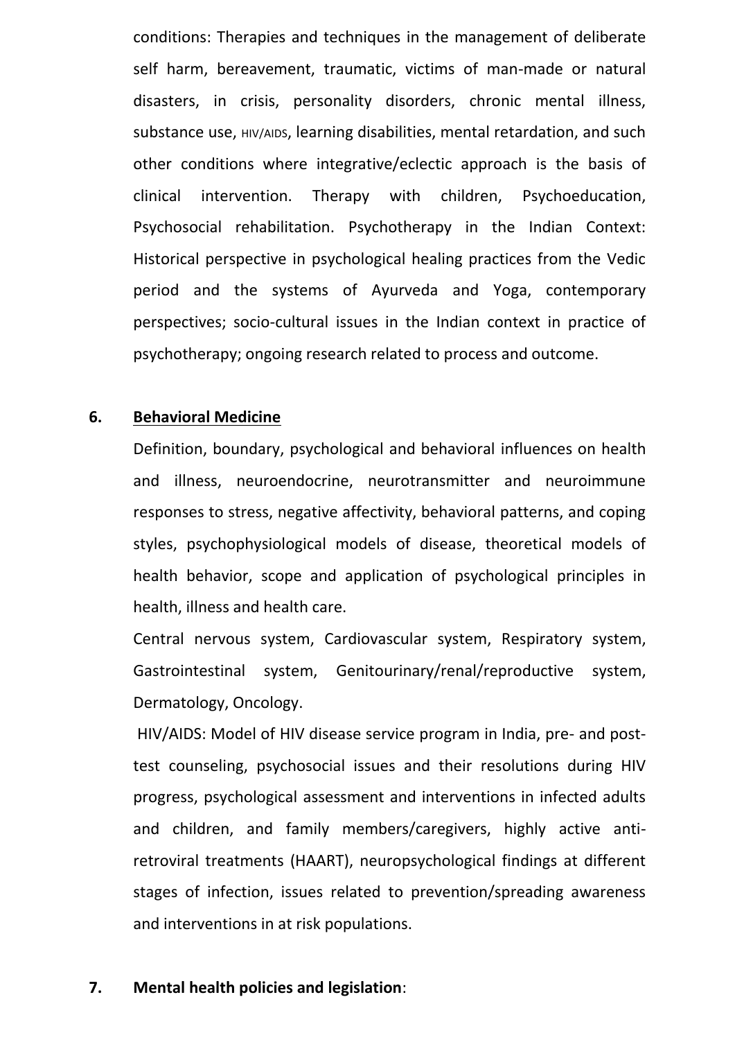conditions: Therapies and techniques in the management of deliberate self harm, bereavement, traumatic, victims of man-made or natural disasters, in crisis, personality disorders, chronic mental illness, substance use, HIV/AIDS, learning disabilities, mental retardation, and such other conditions where integrative/eclectic approach is the basis of clinical intervention. Therapy with children, Psychoeducation, Psychosocial rehabilitation. Psychotherapy in the Indian Context: Historical perspective in psychological healing practices from the Vedic period and the systems of Ayurveda and Yoga, contemporary perspectives; socio-cultural issues in the Indian context in practice of psychotherapy; ongoing research related to process and outcome.

6. **Behavioral Medicine**

Definition, boundary, psychological and behavioral influences on health and illness, neuroendocrine, neurotransmitter and neuroimmune responses to stress, negative affectivity, behavioral patterns, and coping styles, psychophysiological models of disease, theoretical models of health behavior, scope and application of psychological principles in health, illness and health care.

Central nervous system, Cardiovascular system, Respiratory system, Gastrointestinal system, Genitourinary/renal/reproductive system, Dermatology, Oncology.

HIV/AIDS: Model of HIV disease service program in India, pre- and post-test counseling, psychosocial issues and their resolutions during HIV progress, psychological assessment and interventions in infected adults and children, and family members/caregivers, highly active anti-retroviral treatments (HAART), neuropsychological findings at different stages of infection, issues related to prevention/spreading awareness and interventions in at risk populations.

7. **Mental health policies and legislation**: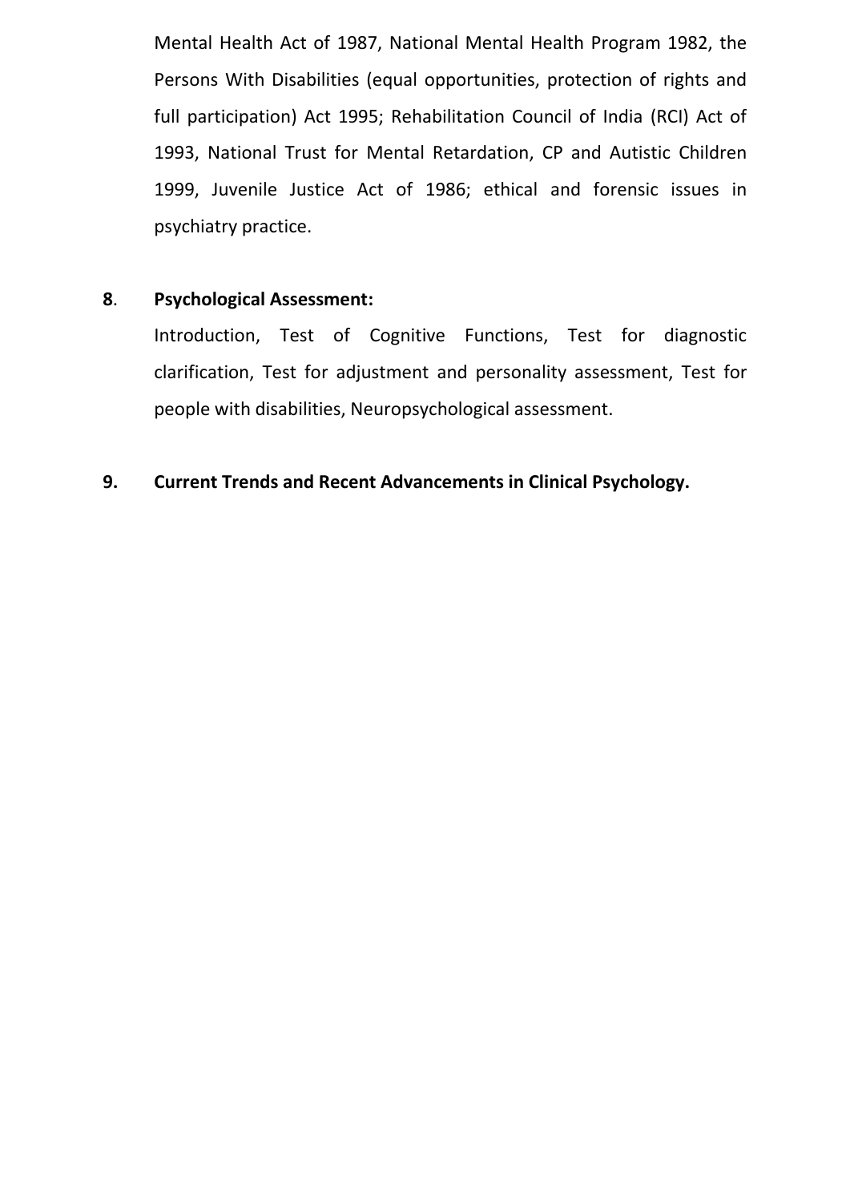Mental Health Act of 1987, National Mental Health Program 1982, the Persons With Disabilities (equal opportunities, protection of rights and full participation) Act 1995; Rehabilitation Council of India (RCI) Act of 1993, National Trust for Mental Retardation, CP and Autistic Children 1999, Juvenile Justice Act of 1986; ethical and forensic issues in psychiatry practice.

**8**. **Psychological Assessment:**

Introduction, Test of Cognitive Functions, Test for diagnostic clarification, Test for adjustment and personality assessment, Test for people with disabilities, Neuropsychological assessment.

**9. Current Trends and Recent Advancements in Clinical Psychology.**